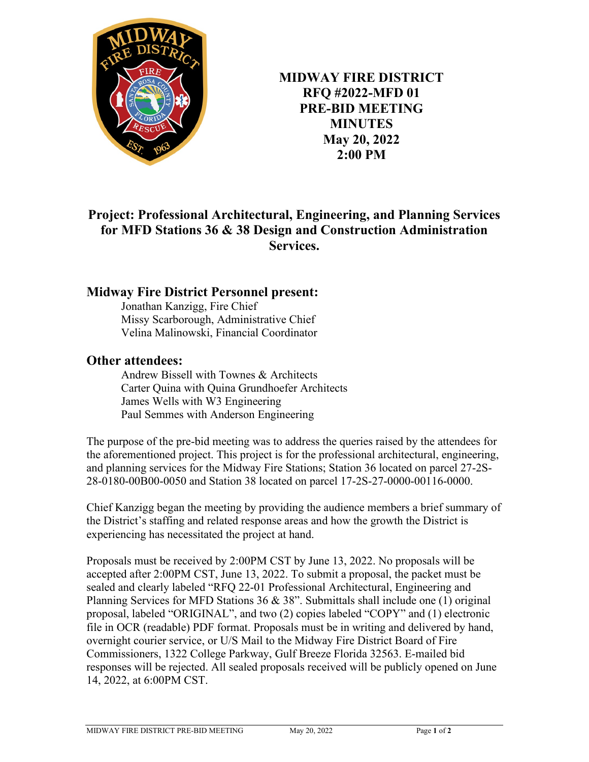# MIDWAY FIRE DISTRICT
# RFQ #2022-MFD 01
# PRE-BID MEETING
# MINUTES
# May 20, 2022
# 2:00 PM

## Project: Professional Architectural, Engineering, and Planning Services for MFD Stations 36 & 38 Design and Construction Administration Services.

### Midway Fire District Personnel present:

Jonathan Kanzigg, Fire Chief
Missy Scarborough, Administrative Chief
Velina Malinowski, Financial Coordinator

### Other attendees:

Andrew Bissell with Townes & Architects
Carter Quina with Quina Grundhoefer Architects
James Wells with W3 Engineering
Paul Semmes with Anderson Engineering

The purpose of the pre-bid meeting was to address the queries raised by the attendees for the aforementioned project. This project is for the professional architectural, engineering, and planning services for the Midway Fire Stations; Station 36 located on parcel 27-2S-28-0180-00B00-0050 and Station 38 located on parcel 17-2S-27-0000-00116-0000.

Chief Kanzigg began the meeting by providing the audience members a brief summary of the District's staffing and related response areas and how the growth the District is experiencing has necessitated the project at hand.

Proposals must be received by 2:00PM CST by June 13, 2022. No proposals will be accepted after 2:00PM CST, June 13, 2022. To submit a proposal, the packet must be sealed and clearly labeled "RFQ 22-01 Professional Architectural, Engineering and Planning Services for MFD Stations 36 & 38". Submittals shall include one (1) original proposal, labeled "ORIGINAL", and two (2) copies labeled "COPY" and (1) electronic file in OCR (readable) PDF format. Proposals must be in writing and delivered by hand, overnight courier service, or U/S Mail to the Midway Fire District Board of Fire Commissioners, 1322 College Parkway, Gulf Breeze Florida 32563. E-mailed bid responses will be rejected. All sealed proposals received will be publicly opened on June 14, 2022, at 6:00PM CST.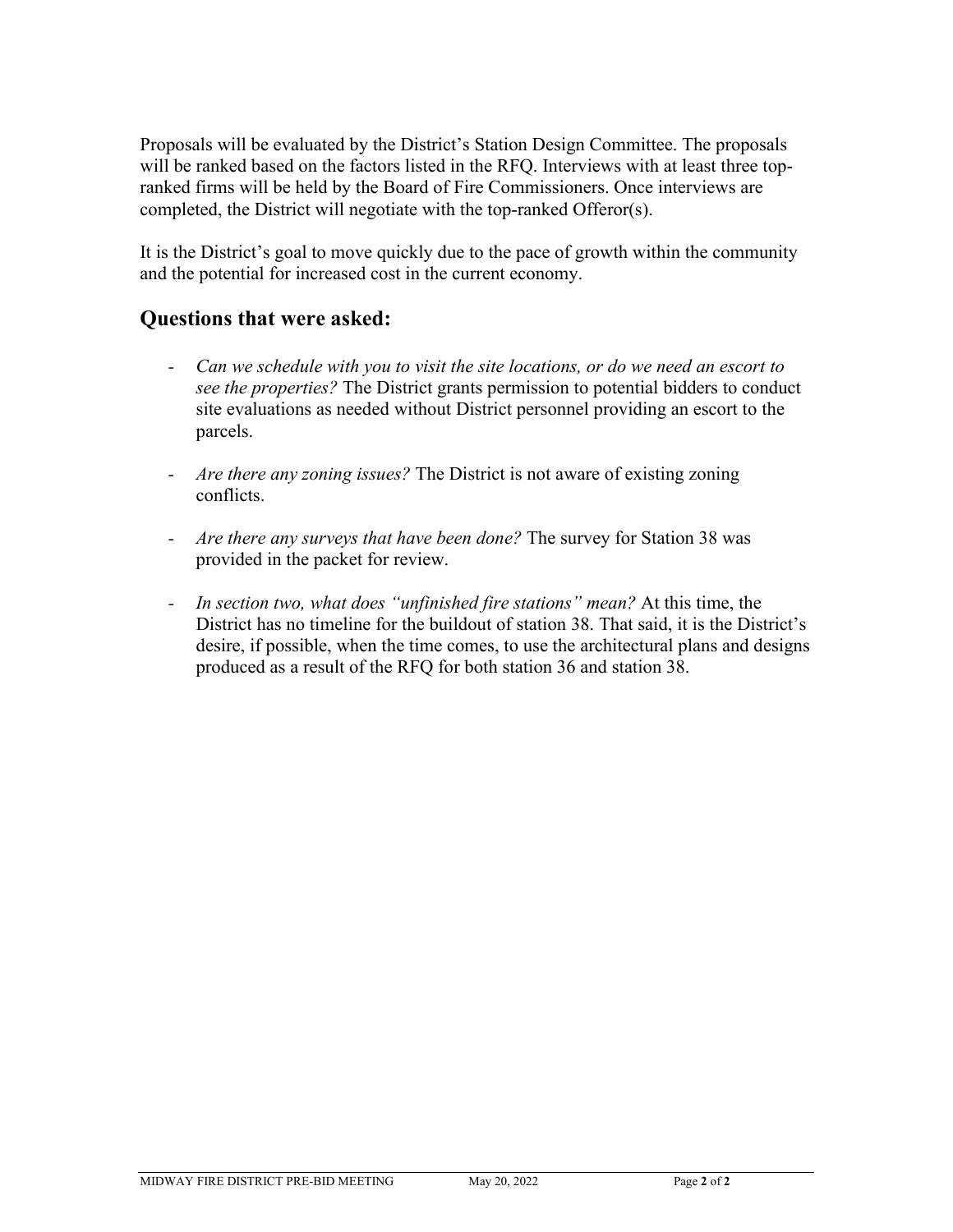Proposals will be evaluated by the District's Station Design Committee. The proposals will be ranked based on the factors listed in the RFQ. Interviews with at least three top-ranked firms will be held by the Board of Fire Commissioners. Once interviews are completed, the District will negotiate with the top-ranked Offeror(s).

It is the District's goal to move quickly due to the pace of growth within the community and the potential for increased cost in the current economy.

## Questions that were asked:

- *Can we schedule with you to visit the site locations, or do we need an escort to see the properties?* The District grants permission to potential bidders to conduct site evaluations as needed without District personnel providing an escort to the parcels.

- *Are there any zoning issues?* The District is not aware of existing zoning conflicts.

- *Are there any surveys that have been done?* The survey for Station 38 was provided in the packet for review.

- *In section two, what does "unfinished fire stations" mean?* At this time, the District has no timeline for the buildout of station 38. That said, it is the District's desire, if possible, when the time comes, to use the architectural plans and designs produced as a result of the RFQ for both station 36 and station 38.